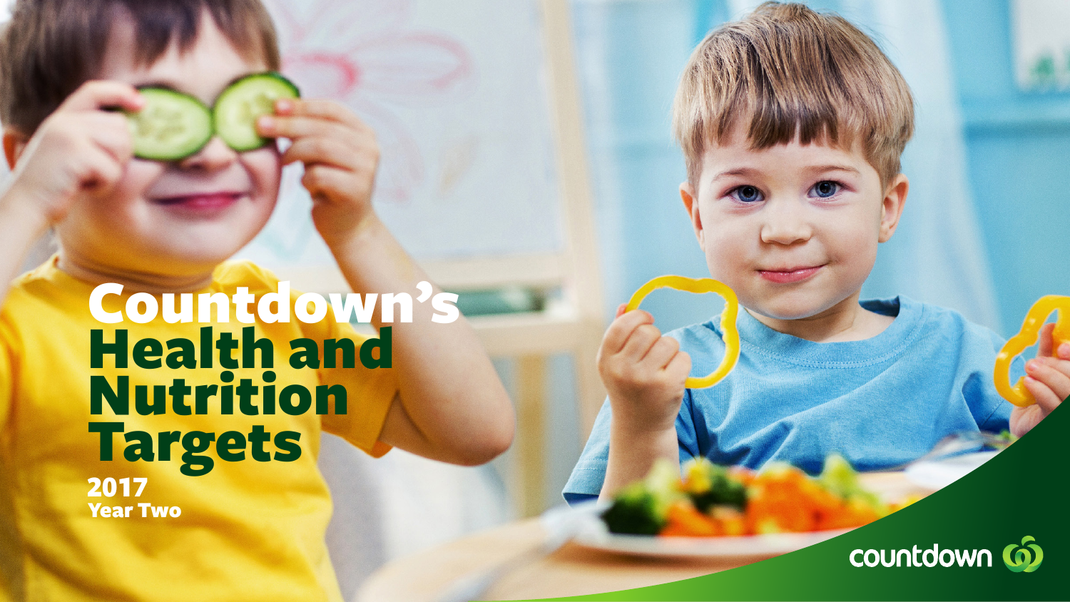# Countdown's Health and Nutrition Targets

**2017**
**Year Two**

countdown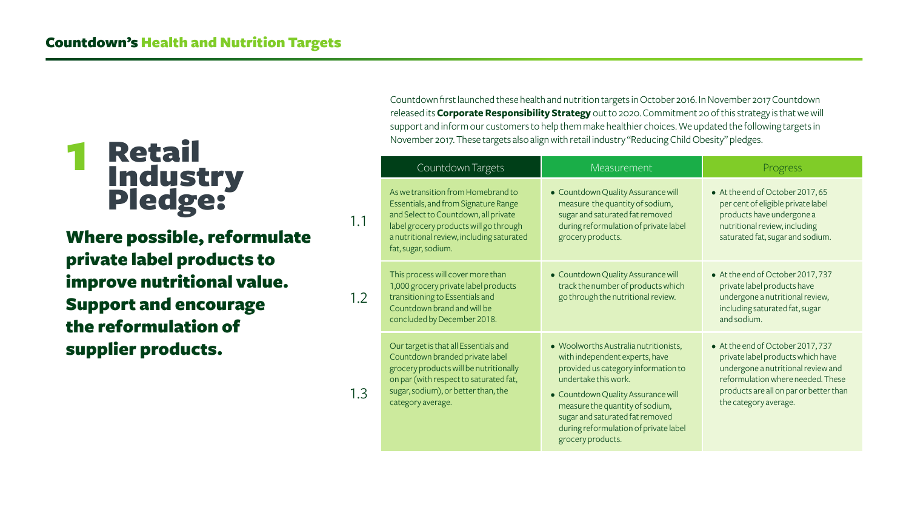## Countdown's Health and Nutrition Targets

# 1 Retail Industry Pledge:

### Where possible, reformulate private label products to improve nutritional value. Support and encourage the reformulation of supplier products.

Countdown first launched these health and nutrition targets in October 2016. In November 2017 Countdown released its **Corporate Responsibility Strategy** out to 2020. Commitment 20 of this strategy is that we will support and inform our customers to help them make healthier choices. We updated the following targets in November 2017. These targets also align with retail industry "Reducing Child Obesity" pledges.

| | Countdown Targets | Measurement | Progress |
|---|---|---|---|
| 1.1 | As we transition from Homebrand to Essentials, and from Signature Range and Select to Countdown, all private label grocery products will go through a nutritional review, including saturated fat, sugar, sodium. | • Countdown Quality Assurance will measure the quantity of sodium, sugar and saturated fat removed during reformulation of private label grocery products. | • At the end of October 2017, 65 per cent of eligible private label products have undergone a nutritional review, including saturated fat, sugar and sodium. |
| 1.2 | This process will cover more than 1,000 grocery private label products transitioning to Essentials and Countdown brand and will be concluded by December 2018. | • Countdown Quality Assurance will track the number of products which go through the nutritional review. | • At the end of October 2017, 737 private label products have undergone a nutritional review, including saturated fat, sugar and sodium. |
| 1.3 | Our target is that all Essentials and Countdown branded private label grocery products will be nutritionally on par (with respect to saturated fat, sugar, sodium), or better than, the category average. | • Woolworths Australia nutritionists, with independent experts, have provided us category information to undertake this work.<br>• Countdown Quality Assurance will measure the quantity of sodium, sugar and saturated fat removed during reformulation of private label grocery products. | • At the end of October 2017, 737 private label products which have undergone a nutritional review and reformulation where needed. These products are all on par or better than the category average. |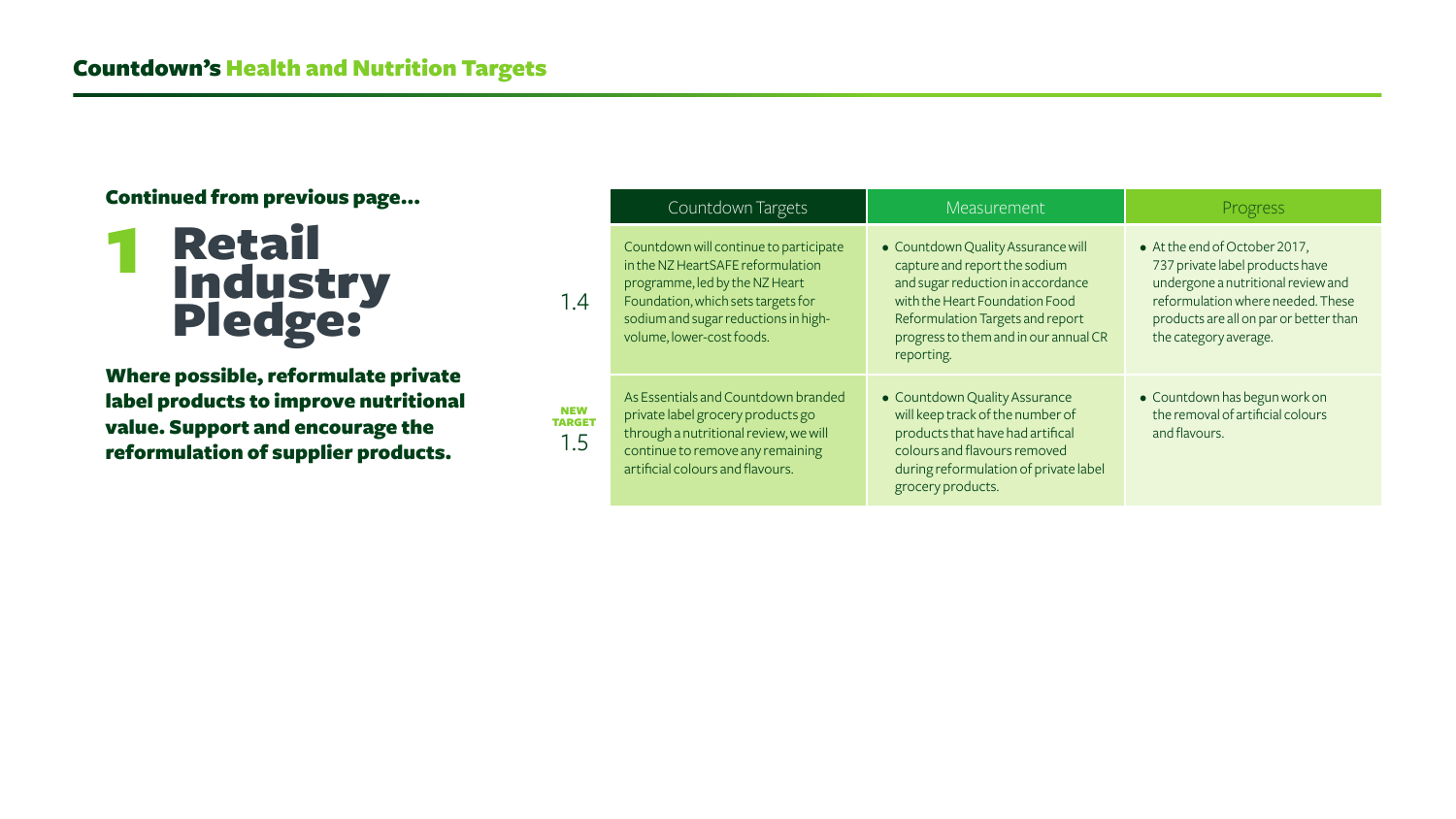# Countdown's Health and Nutrition Targets

**Continued from previous page...**

## 1 Retail Industry Pledge:

**Where possible, reformulate private label products to improve nutritional value. Support and encourage the reformulation of supplier products.**

| | Countdown Targets | Measurement | Progress |
|---|---|---|---|
| 1.4 | Countdown will continue to participate in the NZ HeartSAFE reformulation programme, led by the NZ Heart Foundation, which sets targets for sodium and sugar reductions in high-volume, lower-cost foods. | • Countdown Quality Assurance will capture and report the sodium and sugar reduction in accordance with the Heart Foundation Food Reformulation Targets and report progress to them and in our annual CR reporting. | • At the end of October 2017, 737 private label products have undergone a nutritional review and reformulation where needed. These products are all on par or better than the category average. |
| NEW TARGET 1.5 | As Essentials and Countdown branded private label grocery products go through a nutritional review, we will continue to remove any remaining artificial colours and flavours. | • Countdown Quality Assurance will keep track of the number of products that have had artifical colours and flavours removed during reformulation of private label grocery products. | • Countdown has begun work on the removal of artificial colours and flavours. |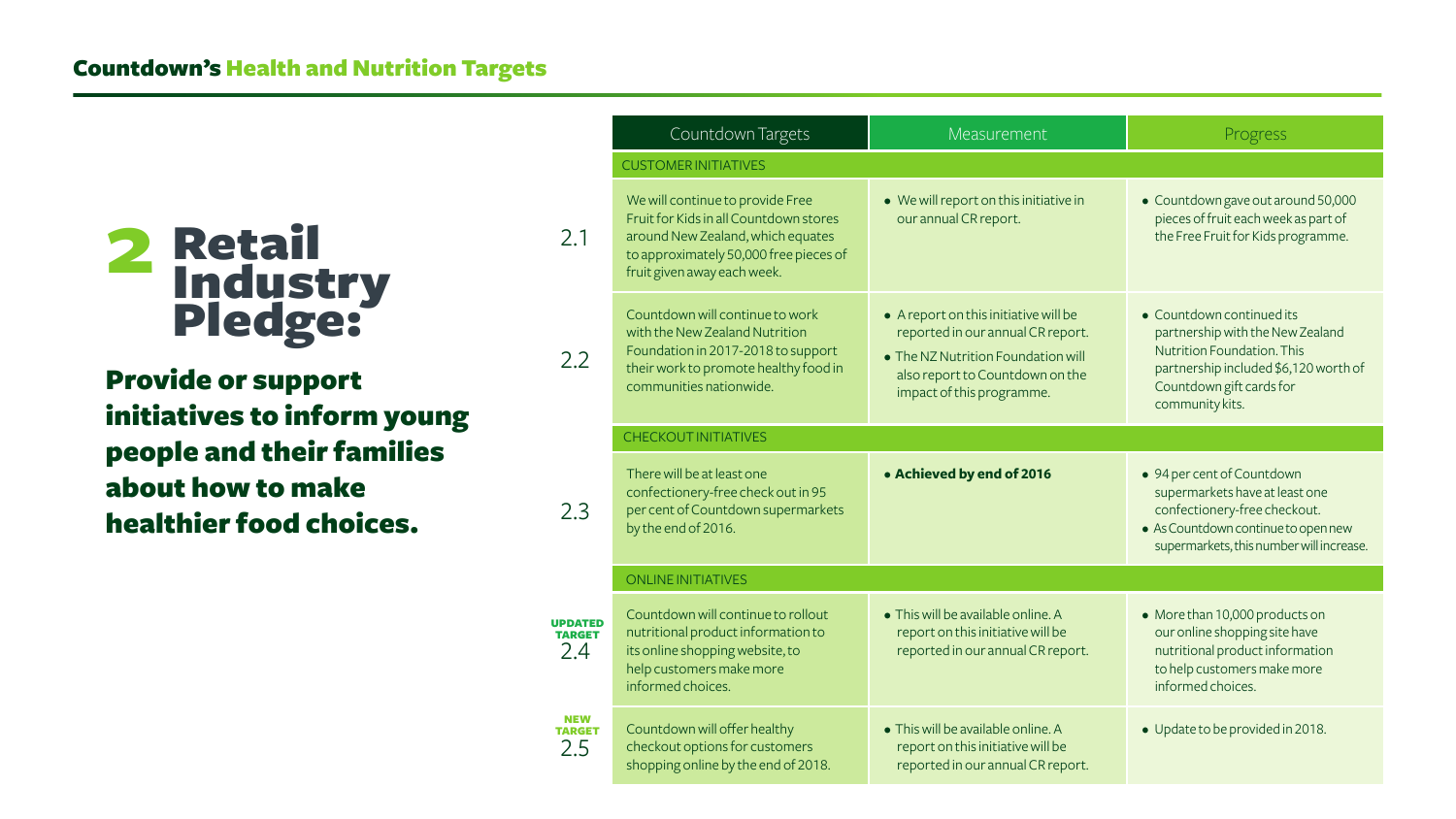## Countdown's Health and Nutrition Targets

# 2 Retail Industry Pledge:

**Provide or support initiatives to inform young people and their families about how to make healthier food choices.**

| | Countdown Targets | Measurement | Progress |
|---|---|---|---|
| | CUSTOMER INITIATIVES | | |
| 2.1 | We will continue to provide Free Fruit for Kids in all Countdown stores around New Zealand, which equates to approximately 50,000 free pieces of fruit given away each week. | • We will report on this initiative in our annual CR report. | • Countdown gave out around 50,000 pieces of fruit each week as part of the Free Fruit for Kids programme. |
| 2.2 | Countdown will continue to work with the New Zealand Nutrition Foundation in 2017-2018 to support their work to promote healthy food in communities nationwide. | • A report on this initiative will be reported in our annual CR report.<br>• The NZ Nutrition Foundation will also report to Countdown on the impact of this programme. | • Countdown continued its partnership with the New Zealand Nutrition Foundation. This partnership included $6,120 worth of Countdown gift cards for community kits. |
| | CHECKOUT INITIATIVES | | |
| 2.3 | There will be at least one confectionery-free check out in 95 per cent of Countdown supermarkets by the end of 2016. | • **Achieved by end of 2016** | • 94 per cent of Countdown supermarkets have at least one confectionery-free checkout.<br>• As Countdown continue to open new supermarkets, this number will increase. |
| | ONLINE INITIATIVES | | |
| **UPDATED TARGET** 2.4 | Countdown will continue to rollout nutritional product information to its online shopping website, to help customers make more informed choices. | • This will be available online. A report on this initiative will be reported in our annual CR report. | • More than 10,000 products on our online shopping site have nutritional product information to help customers make more informed choices. |
| **NEW TARGET** 2.5 | Countdown will offer healthy checkout options for customers shopping online by the end of 2018. | • This will be available online. A report on this initiative will be reported in our annual CR report. | • Update to be provided in 2018. |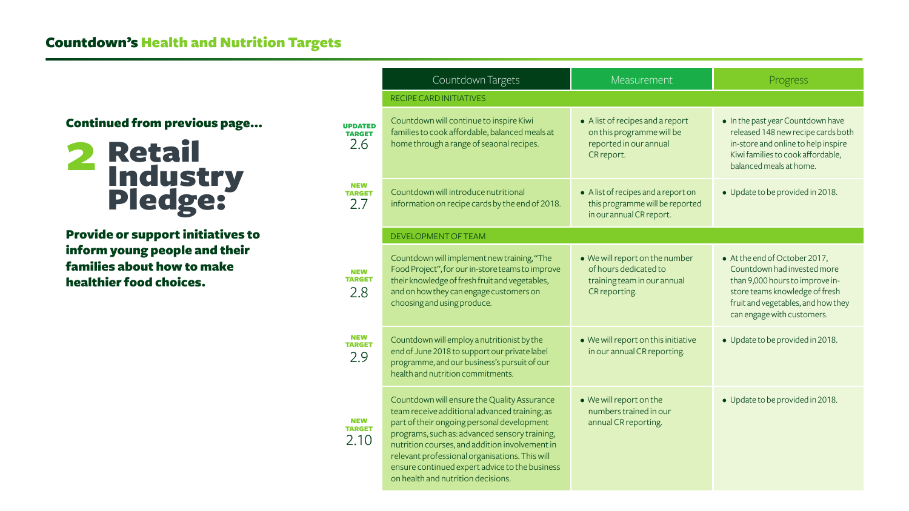## Countdown's Health and Nutrition Targets

**Continued from previous page...**

# 2 Retail Industry Pledge:

**Provide or support initiatives to inform young people and their families about how to make healthier food choices.**

| | Countdown Targets | Measurement | Progress |
|---|---|---|---|
| | RECIPE CARD INITIATIVES | | |
| UPDATED TARGET 2.6 | Countdown will continue to inspire Kiwi families to cook affordable, balanced meals at home through a range of seaonal recipes. | • A list of recipes and a report on this programme will be reported in our annual CR report. | • In the past year Countdown have released 148 new recipe cards both in-store and online to help inspire Kiwi families to cook affordable, balanced meals at home. |
| NEW TARGET 2.7 | Countdown will introduce nutritional information on recipe cards by the end of 2018. | • A list of recipes and a report on this programme will be reported in our annual CR report. | • Update to be provided in 2018. |
| | DEVELOPMENT OF TEAM | | |
| NEW TARGET 2.8 | Countdown will implement new training, "The Food Project", for our in-store teams to improve their knowledge of fresh fruit and vegetables, and on how they can engage customers on choosing and using produce. | • We will report on the number of hours dedicated to training team in our annual CR reporting. | • At the end of October 2017, Countdown had invested more than 9,000 hours to improve in-store teams knowledge of fresh fruit and vegetables, and how they can engage with customers. |
| NEW TARGET 2.9 | Countdown will employ a nutritionist by the end of June 2018 to support our private label programme, and our business's pursuit of our health and nutrition commitments. | • We will report on this initiative in our annual CR reporting. | • Update to be provided in 2018. |
| NEW TARGET 2.10 | Countdown will ensure the Quality Assurance team receive additional advanced training; as part of their ongoing personal development programs, such as: advanced sensory training, nutrition courses, and addition involvement in relevant professional organisations. This will ensure continued expert advice to the business on health and nutrition decisions. | • We will report on the numbers trained in our annual CR reporting. | • Update to be provided in 2018. |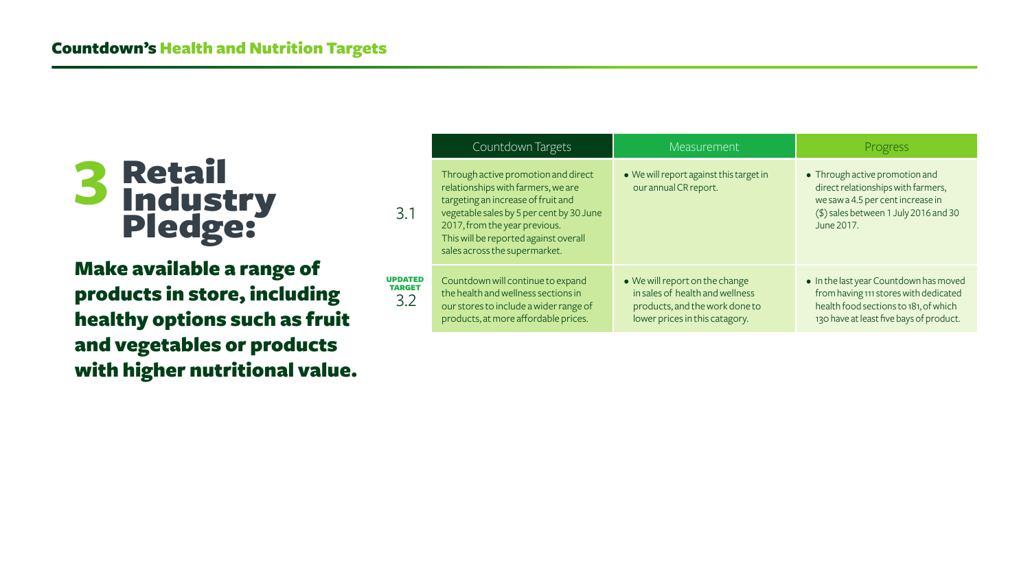## Countdown's Health and Nutrition Targets

# 3 Retail Industry Pledge:

**Make available a range of products in store, including healthy options such as fruit and vegetables or products with higher nutritional value.**

| | Countdown Targets | Measurement | Progress |
|---|---|---|---|
| 3.1 | Through active promotion and direct relationships with farmers, we are targeting an increase of fruit and vegetable sales by 5 per cent by 30 June 2017, from the year previous. This will be reported against overall sales across the supermarket. | • We will report against this target in our annual CR report. | • Through active promotion and direct relationships with farmers, we saw a 4.5 per cent increase in ($) sales between 1 July 2016 and 30 June 2017. |
| **UPDATED TARGET** 3.2 | Countdown will continue to expand the health and wellness sections in our stores to include a wider range of products, at more affordable prices. | • We will report on the change in sales of health and wellness products, and the work done to lower prices in this catagory. | • In the last year Countdown has moved from having 111 stores with dedicated health food sections to 181, of which 130 have at least five bays of product. |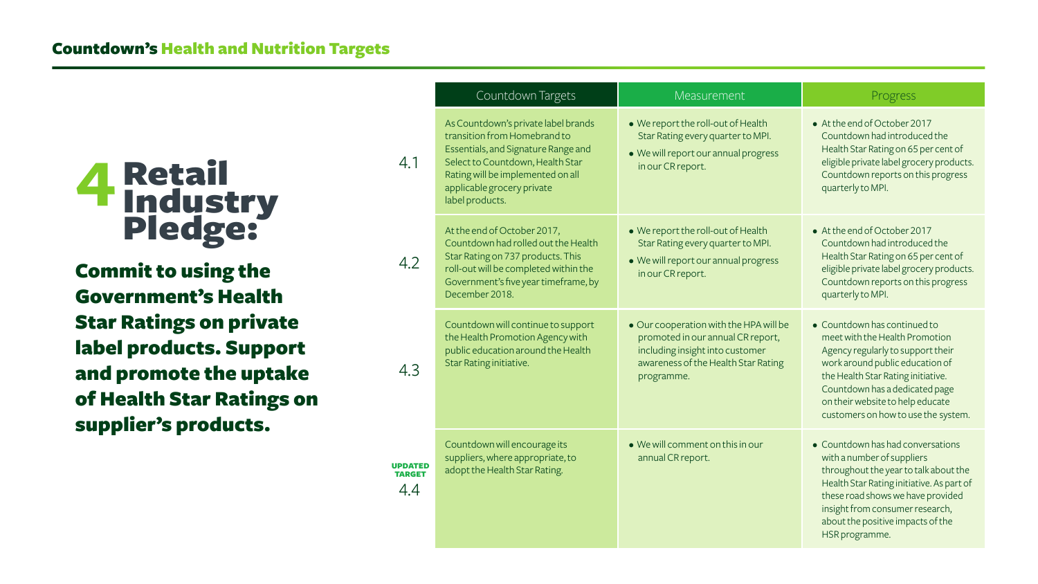## Countdown's Health and Nutrition Targets

# 4 Retail Industry Pledge:

**Commit to using the Government's Health Star Ratings on private label products. Support and promote the uptake of Health Star Ratings on supplier's products.**

| | Countdown Targets | Measurement | Progress |
|---|---|---|---|
| 4.1 | As Countdown's private label brands transition from Homebrand to Essentials, and Signature Range and Select to Countdown, Health Star Rating will be implemented on all applicable grocery private label products. | • We report the roll-out of Health Star Rating every quarter to MPI.<br>• We will report our annual progress in our CR report. | • At the end of October 2017 Countdown had introduced the Health Star Rating on 65 per cent of eligible private label grocery products. Countdown reports on this progress quarterly to MPI. |
| 4.2 | At the end of October 2017, Countdown had rolled out the Health Star Rating on 737 products. This roll-out will be completed within the Government's five year timeframe, by December 2018. | • We report the roll-out of Health Star Rating every quarter to MPI.<br>• We will report our annual progress in our CR report. | • At the end of October 2017 Countdown had introduced the Health Star Rating on 65 per cent of eligible private label grocery products. Countdown reports on this progress quarterly to MPI. |
| 4.3 | Countdown will continue to support the Health Promotion Agency with public education around the Health Star Rating initiative. | • Our cooperation with the HPA will be promoted in our annual CR report, including insight into customer awareness of the Health Star Rating programme. | • Countdown has continued to meet with the Health Promotion Agency regularly to support their work around public education of the Health Star Rating initiative. Countdown has a dedicated page on their website to help educate customers on how to use the system. |
| **UPDATED TARGET** 4.4 | Countdown will encourage its suppliers, where appropriate, to adopt the Health Star Rating. | • We will comment on this in our annual CR report. | • Countdown has had conversations with a number of suppliers throughout the year to talk about the Health Star Rating initiative. As part of these road shows we have provided insight from consumer research, about the positive impacts of the HSR programme. |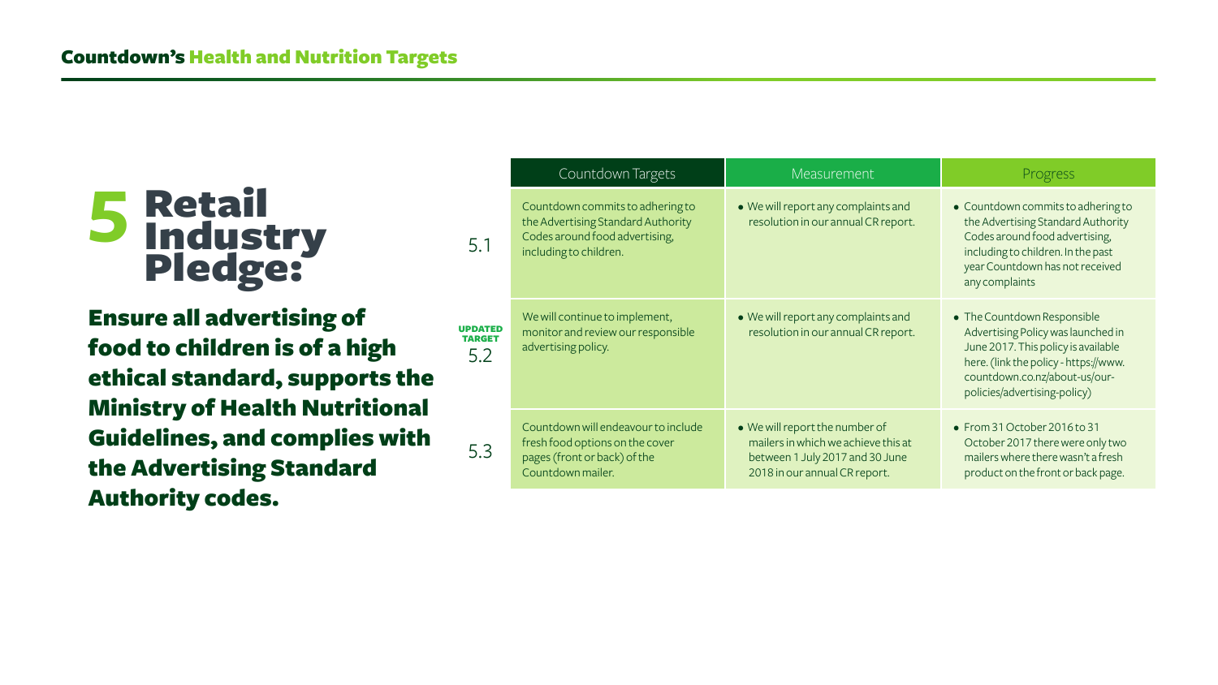## Countdown's Health and Nutrition Targets

# 5 Retail Industry Pledge:

## Ensure all advertising of food to children is of a high ethical standard, supports the Ministry of Health Nutritional Guidelines, and complies with the Advertising Standard Authority codes.

| | Countdown Targets | Measurement | Progress |
|---|---|---|---|
| 5.1 | Countdown commits to adhering to the Advertising Standard Authority Codes around food advertising, including to children. | • We will report any complaints and resolution in our annual CR report. | • Countdown commits to adhering to the Advertising Standard Authority Codes around food advertising, including to children. In the past year Countdown has not received any complaints |
| **UPDATED TARGET** 5.2 | We will continue to implement, monitor and review our responsible advertising policy. | • We will report any complaints and resolution in our annual CR report. | • The Countdown Responsible Advertising Policy was launched in June 2017. This policy is available here. (link the policy - https://www.countdown.co.nz/about-us/our-policies/advertising-policy) |
| 5.3 | Countdown will endeavour to include fresh food options on the cover pages (front or back) of the Countdown mailer. | • We will report the number of mailers in which we achieve this at between 1 July 2017 and 30 June 2018 in our annual CR report. | • From 31 October 2016 to 31 October 2017 there were only two mailers where there wasn't a fresh product on the front or back page. |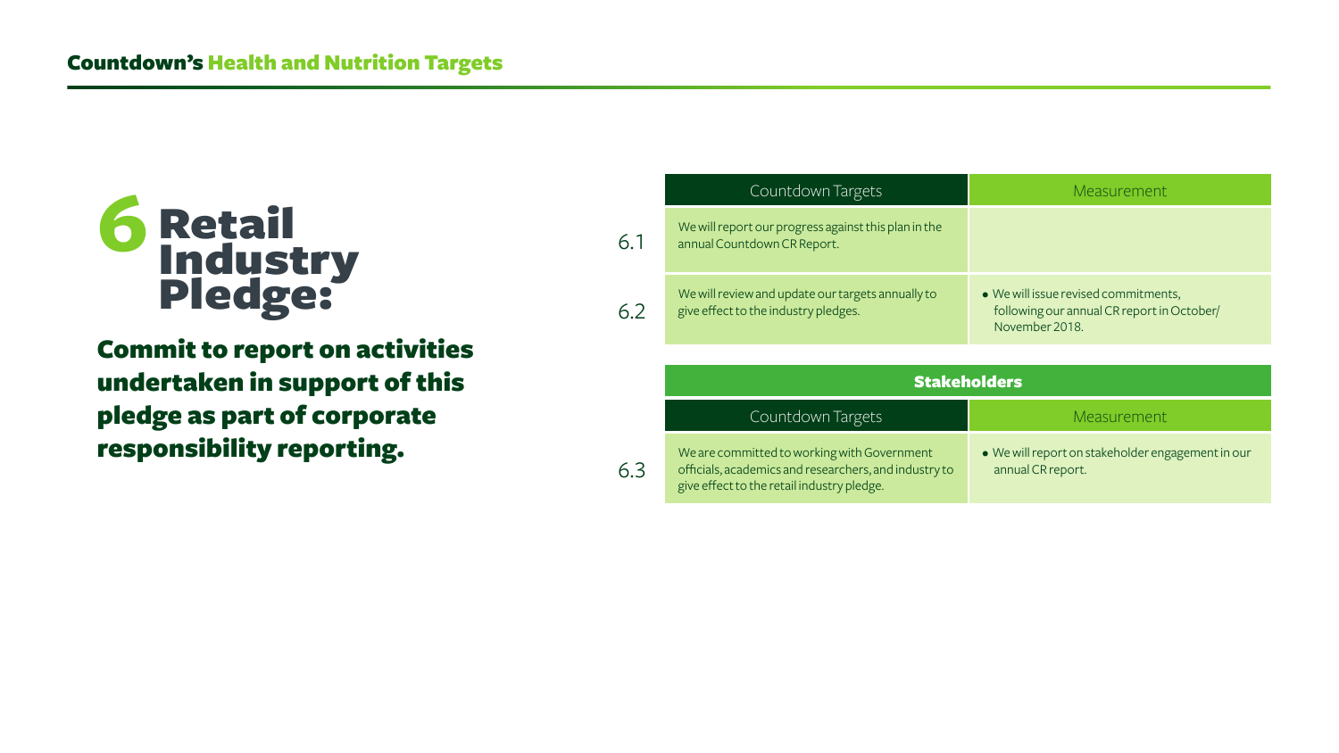## Countdown's Health and Nutrition Targets

# 6 Retail Industry Pledge:

**Commit to report on activities undertaken in support of this pledge as part of corporate responsibility reporting.**

| | Countdown Targets | Measurement |
|---|---|---|
| 6.1 | We will report our progress against this plan in the annual Countdown CR Report. | |
| 6.2 | We will review and update our targets annually to give effect to the industry pledges. | • We will issue revised commitments, following our annual CR report in October/ November 2018. |

**Stakeholders**

| | Countdown Targets | Measurement |
|---|---|---|
| 6.3 | We are committed to working with Government officials, academics and researchers, and industry to give effect to the retail industry pledge. | • We will report on stakeholder engagement in our annual CR report. |